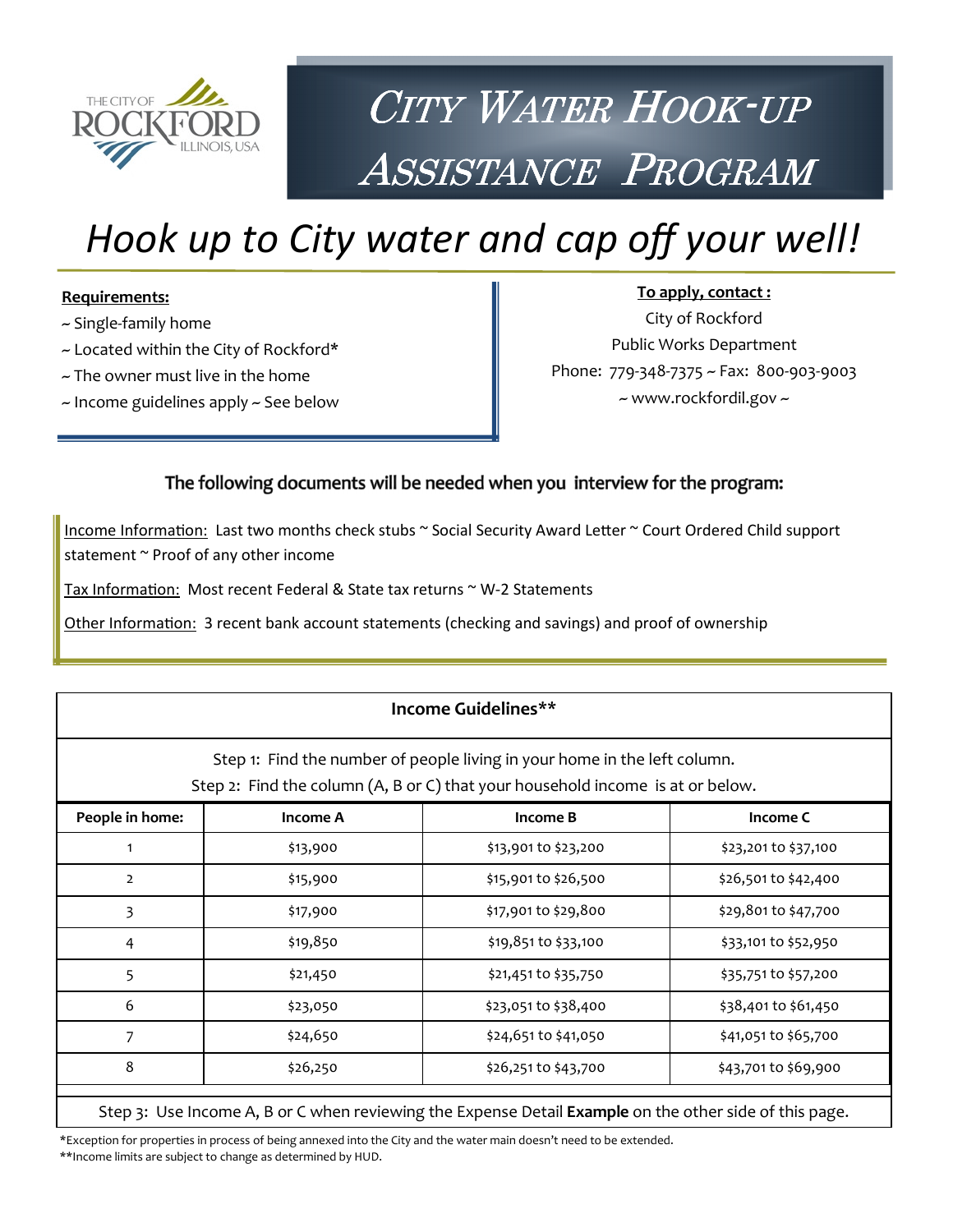# City Water Hook-up Assistance Program

## *Hook up to City water and cap off your well!*

**Requirements:**

~ Single-family home
~ Located within the City of Rockford*
~ The owner must live in the home
~ Income guidelines apply ~ See below

**To apply, contact :**

City of Rockford
Public Works Department
Phone: 779-348-7375 ~ Fax: 800-903-9003
~ www.rockfordil.gov ~

### The following documents will be needed when you interview for the program:

Income Information: Last two months check stubs ~ Social Security Award Letter ~ Court Ordered Child support statement ~ Proof of any other income

Tax Information: Most recent Federal & State tax returns ~ W-2 Statements

Other Information: 3 recent bank account statements (checking and savings) and proof of ownership

**Income Guidelines****

Step 1: Find the number of people living in your home in the left column.
Step 2: Find the column (A, B or C) that your household income is at or below.

| People in home: | Income A | Income B | Income C |
|---|---|---|---|
| 1 | $13,900 | $13,901 to $23,200 | $23,201 to $37,100 |
| 2 | $15,900 | $15,901 to $26,500 | $26,501 to $42,400 |
| 3 | $17,900 | $17,901 to $29,800 | $29,801 to $47,700 |
| 4 | $19,850 | $19,851 to $33,100 | $33,101 to $52,950 |
| 5 | $21,450 | $21,451 to $35,750 | $35,751 to $57,200 |
| 6 | $23,050 | $23,051 to $38,400 | $38,401 to $61,450 |
| 7 | $24,650 | $24,651 to $41,050 | $41,051 to $65,700 |
| 8 | $26,250 | $26,251 to $43,700 | $43,701 to $69,900 |

Step 3: Use Income A, B or C when reviewing the Expense Detail **Example** on the other side of this page.

*Exception for properties in process of being annexed into the City and the water main doesn't need to be extended.
**Income limits are subject to change as determined by HUD.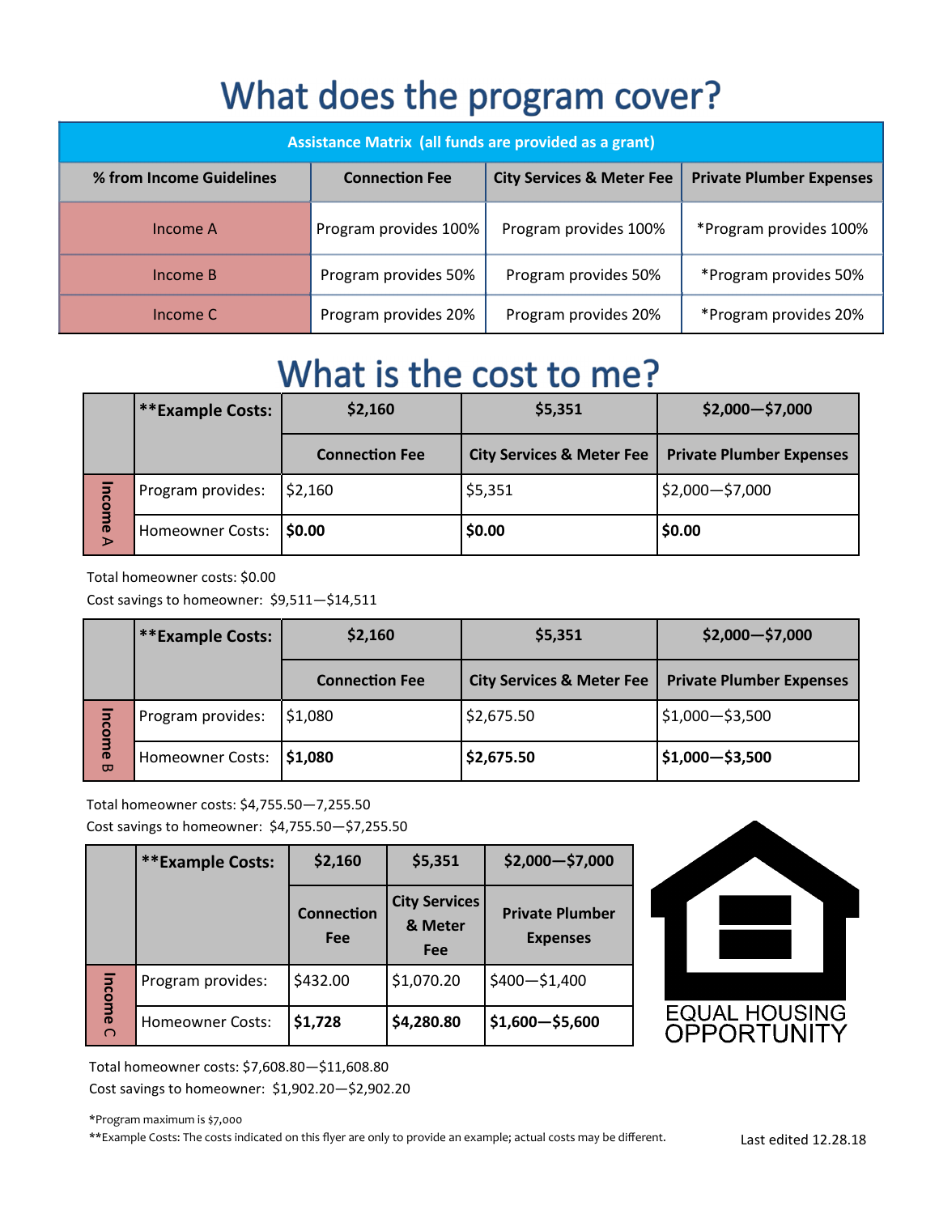# What does the program cover?

| Assistance Matrix (all funds are provided as a grant) | | | |
|---|---|---|---|
| % from Income Guidelines | Connection Fee | City Services & Meter Fee | Private Plumber Expenses |
| Income A | Program provides 100% | Program provides 100% | *Program provides 100% |
| Income B | Program provides 50% | Program provides 50% | *Program provides 50% |
| Income C | Program provides 20% | Program provides 20% | *Program provides 20% |

# What is the cost to me?

| | **Example Costs: | $2,160 | $5,351 | $2,000—$7,000 |
|---|---|---|---|---|
| | | Connection Fee | City Services & Meter Fee | Private Plumber Expenses |
| Income A | Program provides: | $2,160 | $5,351 | $2,000—$7,000 |
| | Homeowner Costs: | **$0.00** | **$0.00** | **$0.00** |

Total homeowner costs: $0.00

Cost savings to homeowner: $9,511—$14,511

| | **Example Costs: | $2,160 | $5,351 | $2,000—$7,000 |
|---|---|---|---|---|
| | | Connection Fee | City Services & Meter Fee | Private Plumber Expenses |
| Income B | Program provides: | $1,080 | $2,675.50 | $1,000—$3,500 |
| | Homeowner Costs: | **$1,080** | **$2,675.50** | **$1,000—$3,500** |

Total homeowner costs: $4,755.50—7,255.50

Cost savings to homeowner: $4,755.50—$7,255.50

| | **Example Costs: | $2,160 | $5,351 | $2,000—$7,000 |
|---|---|---|---|---|
| | | Connection Fee | City Services & Meter Fee | Private Plumber Expenses |
| Income C | Program provides: | $432.00 | $1,070.20 | $400—$1,400 |
| | Homeowner Costs: | **$1,728** | **$4,280.80** | **$1,600—$5,600** |

EQUAL HOUSING OPPORTUNITY

Total homeowner costs: $7,608.80—$11,608.80

Cost savings to homeowner: $1,902.20—$2,902.20

*Program maximum is $7,000

**Example Costs: The costs indicated on this flyer are only to provide an example; actual costs may be different.

Last edited 12.28.18